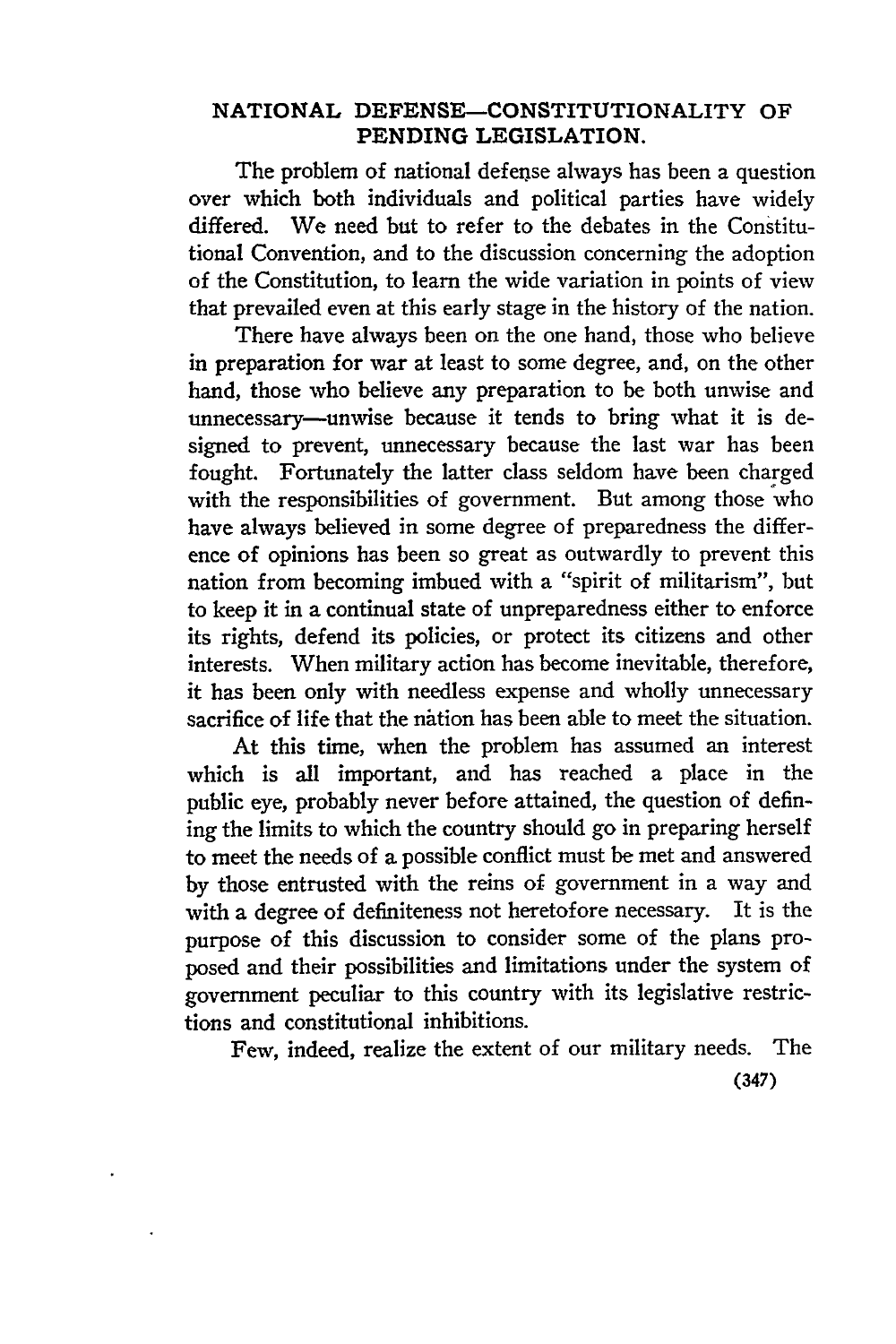## NATIONAL DEFENSE—CONSTITUTIONALITY OF PENDING LEGISLATION.

The problem of national defense always has been a question over which both individuals and political parties have widely differed. We need but to refer to the debates in the Constitutional Convention, and to the discussion concerning the adoption of the Constitution, to learn the wide variation in points of view that prevailed even at this early stage in the history of the nation.

There have always been on the one hand, those who believe in preparation for war at least to some degree, and, on the other hand, those who believe any preparation to be both unwise and unnecessary—unwise because it tends to bring what it is designed to prevent, unnecessary because the last war has been fought. Fortunately the latter class seldom have been charged with the responsibilities of government. But among those who have always believed in some degree of preparedness the difference of opinions has been so great as outwardly to prevent this nation from becoming imbued with a "spirit of militarism", but to keep it in a continual state of unpreparedness either to enforce its rights, defend its policies, or protect its citizens and other interests. When military action has become inevitable, therefore, it has been only with needless expense and wholly unnecessary sacrifice of life that the nation has been able to meet the situation.

At this time, when the problem has assumed an interest which is all important, and has reached a place in the public eye, probably never before attained, the question of defining the limits to which the country should go in preparing herself to meet the needs of a possible conflict must be met and answered by those entrusted with the reins of government in a way and with a degree of definiteness not heretofore necessary. It is the purpose of this discussion to consider some of the plans proposed and their possibilities and limitations under the system of government peculiar to this country with its legislative restrictions and constitutional inhibitions.

Few, indeed, realize the extent of our military needs. The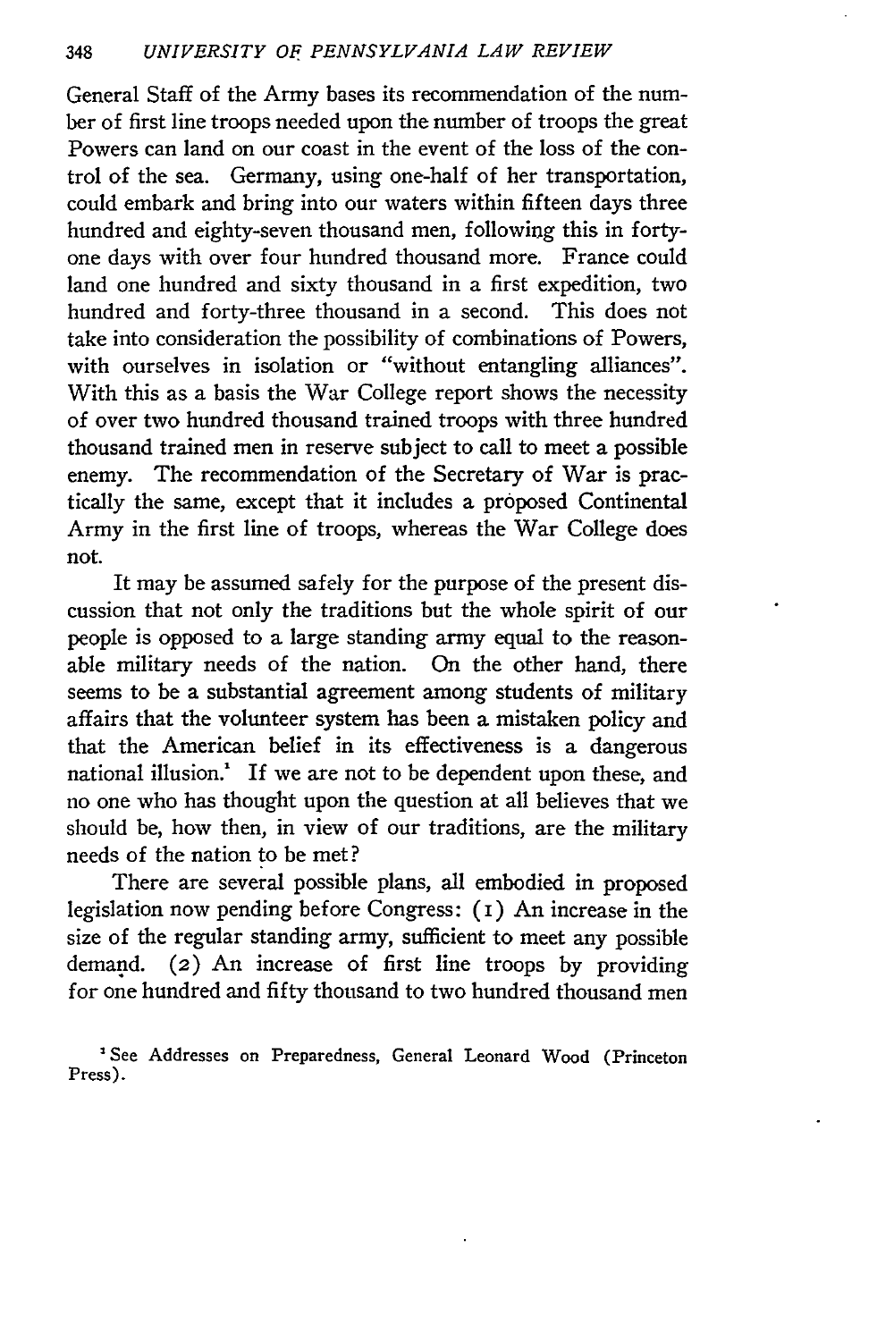General Staff of the Army bases its recommendation of the number of first line troops needed upon the number of troops the great Powers can land on our coast in the event of the loss of the control of the sea. Germany, using one-half of her transportation, could embark and bring into our waters within fifteen days three hundred and eighty-seven thousand men, following this in forty-one days with over four hundred thousand more. France could land one hundred and sixty thousand in a first expedition, two hundred and forty-three thousand in a second. This does not take into consideration the possibility of combinations of Powers, with ourselves in isolation or "without entangling alliances". With this as a basis the War College report shows the necessity of over two hundred thousand trained troops with three hundred thousand trained men in reserve subject to call to meet a possible enemy. The recommendation of the Secretary of War is practically the same, except that it includes a proposed Continental Army in the first line of troops, whereas the War College does not.

It may be assumed safely for the purpose of the present discussion that not only the traditions but the whole spirit of our people is opposed to a large standing army equal to the reasonable military needs of the nation. On the other hand, there seems to be a substantial agreement among students of military affairs that the volunteer system has been a mistaken policy and that the American belief in its effectiveness is a dangerous national illusion.[1] If we are not to be dependent upon these, and no one who has thought upon the question at all believes that we should be, how then, in view of our traditions, are the military needs of the nation to be met?

There are several possible plans, all embodied in proposed legislation now pending before Congress: (1) An increase in the size of the regular standing army, sufficient to meet any possible demand. (2) An increase of first line troops by providing for one hundred and fifty thousand to two hundred thousand men

[1] See Addresses on Preparedness, General Leonard Wood (Princeton Press).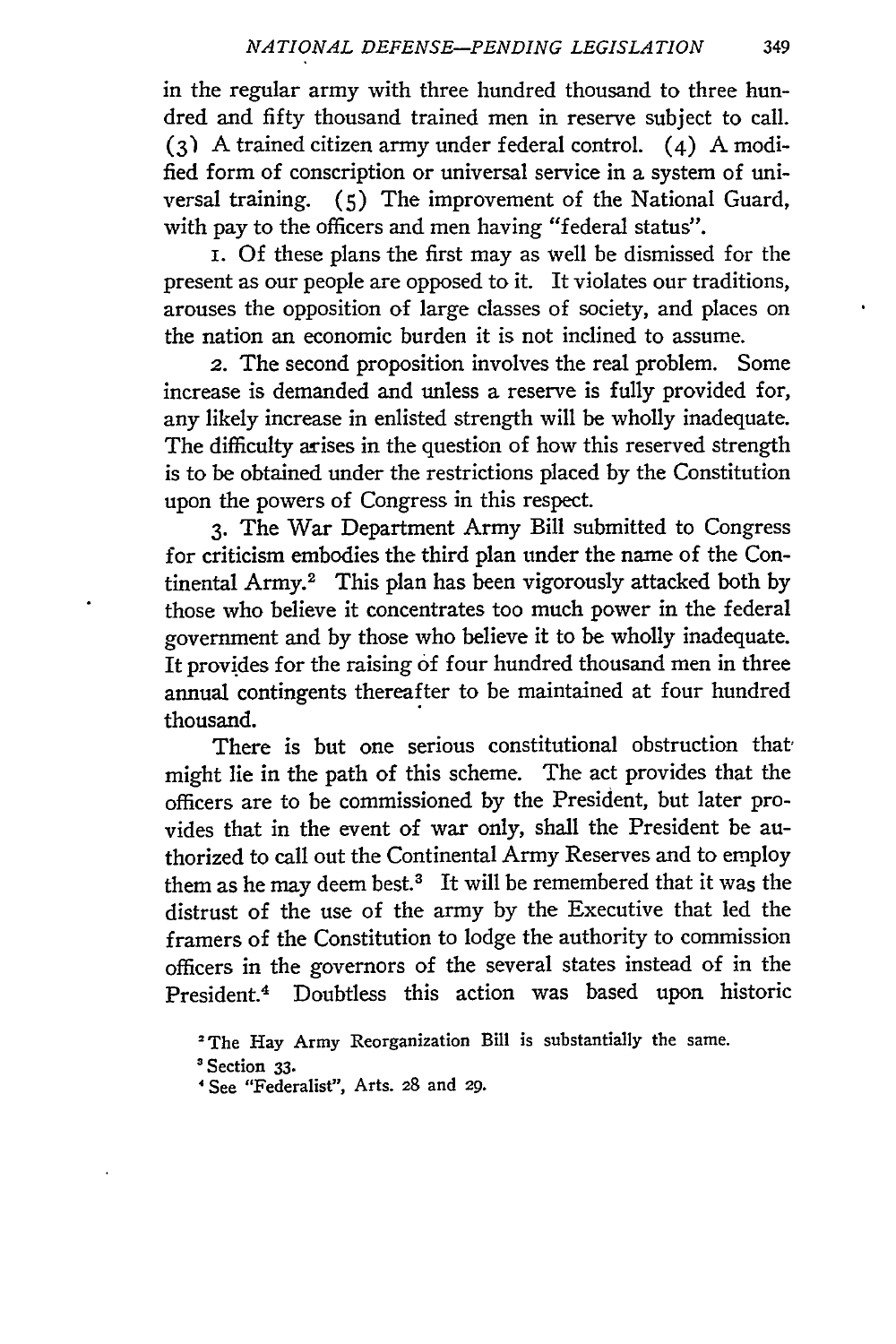in the regular army with three hundred thousand to three hundred and fifty thousand trained men in reserve subject to call. (3) A trained citizen army under federal control. (4) A modified form of conscription or universal service in a system of universal training. (5) The improvement of the National Guard, with pay to the officers and men having "federal status".

1. Of these plans the first may as well be dismissed for the present as our people are opposed to it. It violates our traditions, arouses the opposition of large classes of society, and places on the nation an economic burden it is not inclined to assume.

2. The second proposition involves the real problem. Some increase is demanded and unless a reserve is fully provided for, any likely increase in enlisted strength will be wholly inadequate. The difficulty arises in the question of how this reserved strength is to be obtained under the restrictions placed by the Constitution upon the powers of Congress in this respect.

3. The War Department Army Bill submitted to Congress for criticism embodies the third plan under the name of the Continental Army.[2] This plan has been vigorously attacked both by those who believe it concentrates too much power in the federal government and by those who believe it to be wholly inadequate. It provides for the raising of four hundred thousand men in three annual contingents thereafter to be maintained at four hundred thousand.

There is but one serious constitutional obstruction that might lie in the path of this scheme. The act provides that the officers are to be commissioned by the President, but later provides that in the event of war only, shall the President be authorized to call out the Continental Army Reserves and to employ them as he may deem best.[3] It will be remembered that it was the distrust of the use of the army by the Executive that led the framers of the Constitution to lodge the authority to commission officers in the governors of the several states instead of in the President.[4] Doubtless this action was based upon historic

[2] The Hay Army Reorganization Bill is substantially the same.

[3] Section 33.

[4] See "Federalist", Arts. 28 and 29.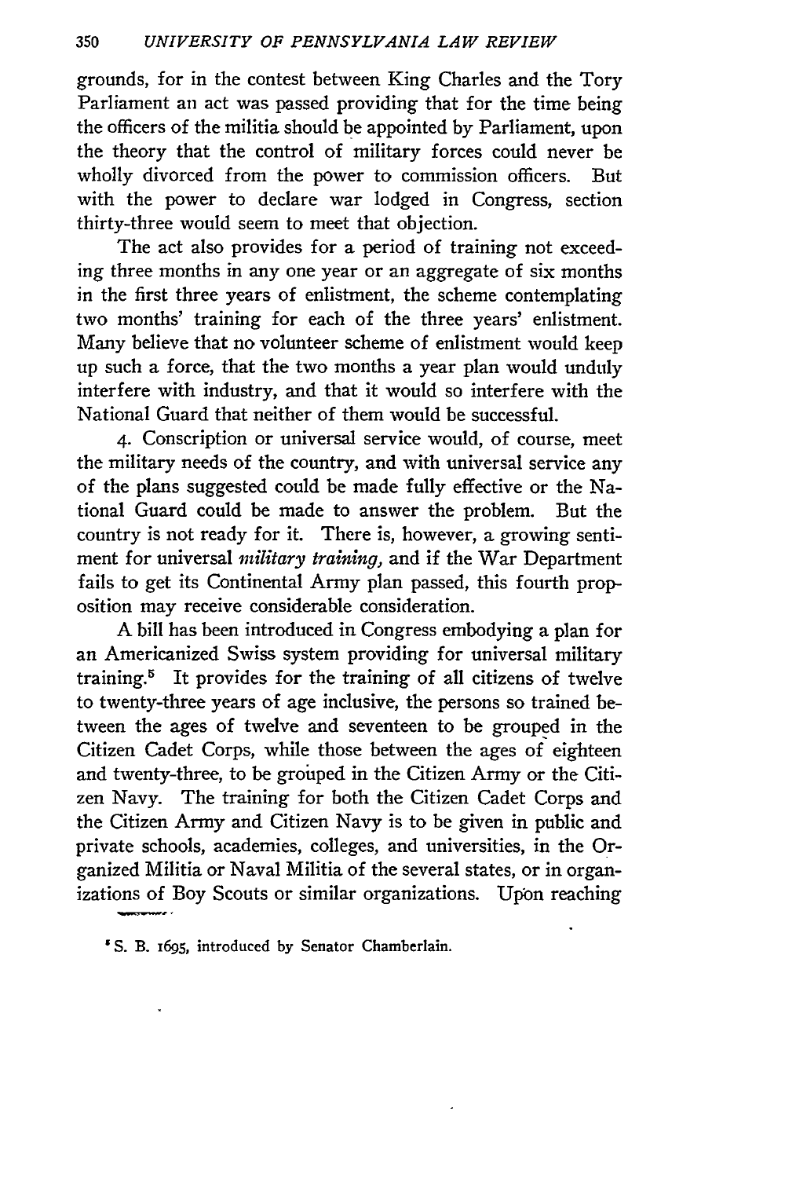grounds, for in the contest between King Charles and the Tory Parliament an act was passed providing that for the time being the officers of the militia should be appointed by Parliament, upon the theory that the control of military forces could never be wholly divorced from the power to commission officers. But with the power to declare war lodged in Congress, section thirty-three would seem to meet that objection.

The act also provides for a period of training not exceeding three months in any one year or an aggregate of six months in the first three years of enlistment, the scheme contemplating two months' training for each of the three years' enlistment. Many believe that no volunteer scheme of enlistment would keep up such a force, that the two months a year plan would unduly interfere with industry, and that it would so interfere with the National Guard that neither of them would be successful.

4. Conscription or universal service would, of course, meet the military needs of the country, and with universal service any of the plans suggested could be made fully effective or the National Guard could be made to answer the problem. But the country is not ready for it. There is, however, a growing sentiment for universal *military training*, and if the War Department fails to get its Continental Army plan passed, this fourth proposition may receive considerable consideration.

A bill has been introduced in Congress embodying a plan for an Americanized Swiss system providing for universal military training.[5] It provides for the training of all citizens of twelve to twenty-three years of age inclusive, the persons so trained between the ages of twelve and seventeen to be grouped in the Citizen Cadet Corps, while those between the ages of eighteen and twenty-three, to be grouped in the Citizen Army or the Citizen Navy. The training for both the Citizen Cadet Corps and the Citizen Army and Citizen Navy is to be given in public and private schools, academies, colleges, and universities, in the Organized Militia or Naval Militia of the several states, or in organizations of Boy Scouts or similar organizations. Upon reaching

[5] S. B. 1695, introduced by Senator Chamberlain.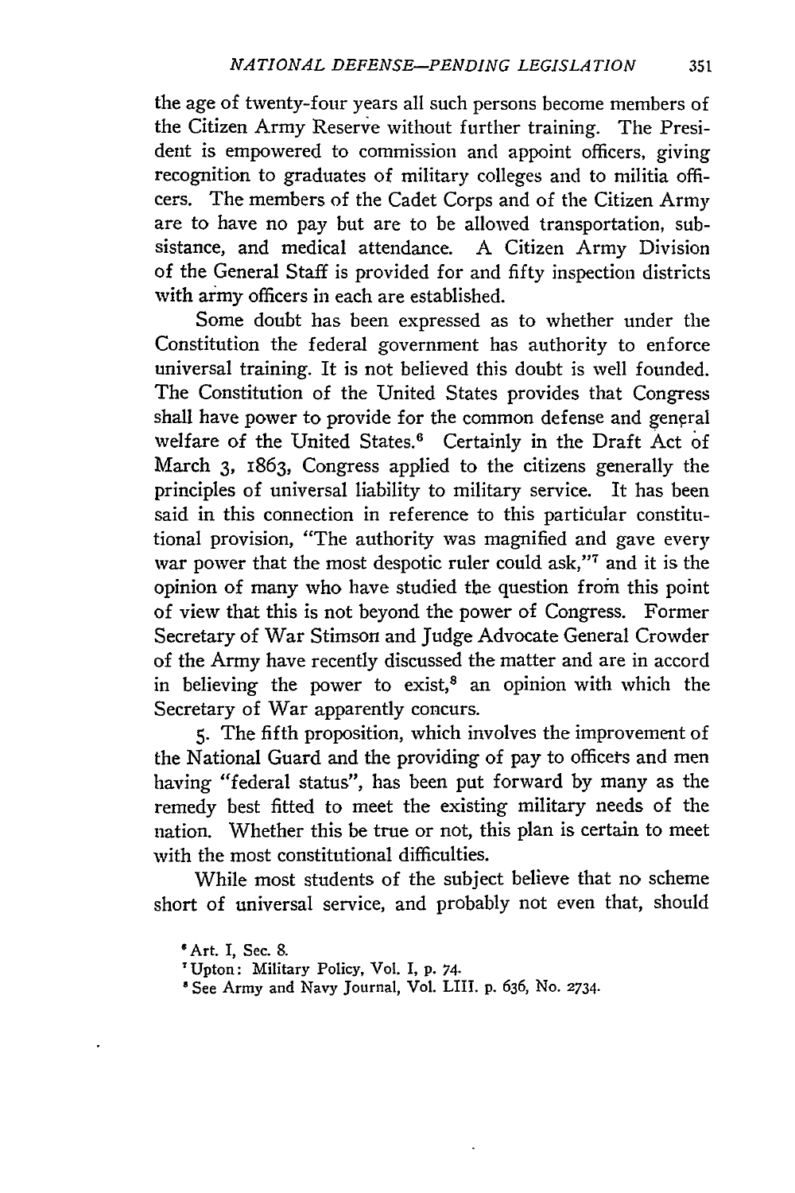the age of twenty-four years all such persons become members of the Citizen Army Reserve without further training. The President is empowered to commission and appoint officers, giving recognition to graduates of military colleges and to militia officers. The members of the Cadet Corps and of the Citizen Army are to have no pay but are to be allowed transportation, subsistance, and medical attendance. A Citizen Army Division of the General Staff is provided for and fifty inspection districts with army officers in each are established.

Some doubt has been expressed as to whether under the Constitution the federal government has authority to enforce universal training. It is not believed this doubt is well founded. The Constitution of the United States provides that Congress shall have power to provide for the common defense and general welfare of the United States.[6] Certainly in the Draft Act of March 3, 1863, Congress applied to the citizens generally the principles of universal liability to military service. It has been said in this connection in reference to this particular constitutional provision, "The authority was magnified and gave every war power that the most despotic ruler could ask,"[7] and it is the opinion of many who have studied the question from this point of view that this is not beyond the power of Congress. Former Secretary of War Stimson and Judge Advocate General Crowder of the Army have recently discussed the matter and are in accord in believing the power to exist,[8] an opinion with which the Secretary of War apparently concurs.

5. The fifth proposition, which involves the improvement of the National Guard and the providing of pay to officers and men having "federal status", has been put forward by many as the remedy best fitted to meet the existing military needs of the nation. Whether this be true or not, this plan is certain to meet with the most constitutional difficulties.

While most students of the subject believe that no scheme short of universal service, and probably not even that, should

[6] Art. I, Sec. 8.

[7] Upton: Military Policy, Vol. I, p. 74.

[8] See Army and Navy Journal, Vol. LIII. p. 636, No. 2734.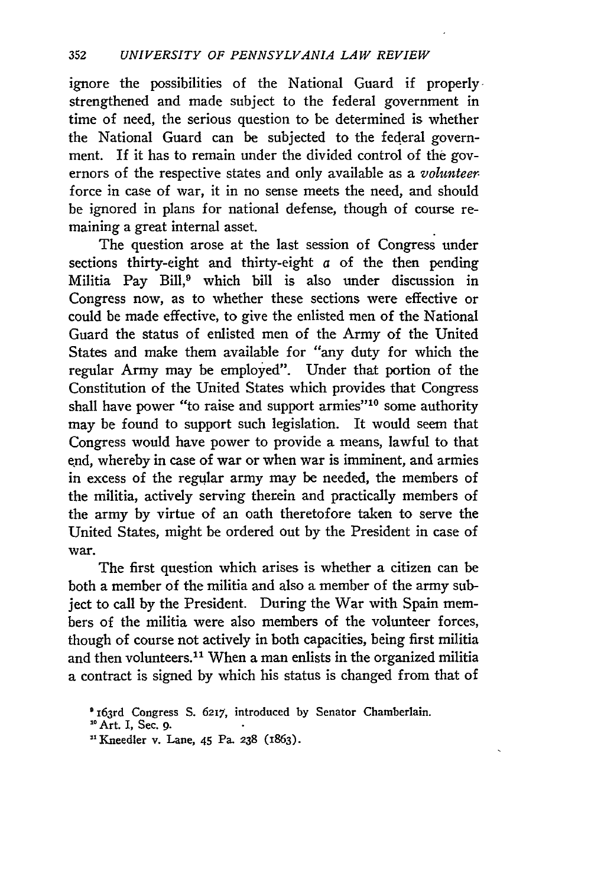ignore the possibilities of the National Guard if properly strengthened and made subject to the federal government in time of need, the serious question to be determined is whether the National Guard can be subjected to the federal government. If it has to remain under the divided control of the governors of the respective states and only available as a *volunteer* force in case of war, it in no sense meets the need, and should be ignored in plans for national defense, though of course remaining a great internal asset.

The question arose at the last session of Congress under sections thirty-eight and thirty-eight *a* of the then pending Militia Pay Bill,[9] which bill is also under discussion in Congress now, as to whether these sections were effective or could be made effective, to give the enlisted men of the National Guard the status of enlisted men of the Army of the United States and make them available for "any duty for which the regular Army may be employed". Under that portion of the Constitution of the United States which provides that Congress shall have power "to raise and support armies"[10] some authority may be found to support such legislation. It would seem that Congress would have power to provide a means, lawful to that end, whereby in case of war or when war is imminent, and armies in excess of the regular army may be needed, the members of the militia, actively serving therein and practically members of the army by virtue of an oath theretofore taken to serve the United States, might be ordered out by the President in case of war.

The first question which arises is whether a citizen can be both a member of the militia and also a member of the army subject to call by the President. During the War with Spain members of the militia were also members of the volunteer forces, though of course not actively in both capacities, being first militia and then volunteers.[11] When a man enlists in the organized militia a contract is signed by which his status is changed from that of

[9] 163rd Congress S. 6217, introduced by Senator Chamberlain.

[10] Art. I, Sec. 9.

[11] Kneedler v. Lane, 45 Pa. 238 (1863).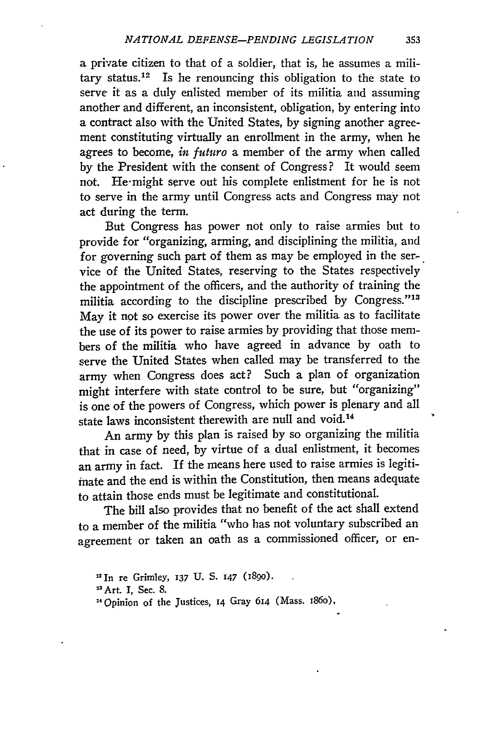a private citizen to that of a soldier, that is, he assumes a military status.[12] Is he renouncing this obligation to the state to serve it as a duly enlisted member of its militia and assuming another and different, an inconsistent, obligation, by entering into a contract also with the United States, by signing another agreement constituting virtually an enrollment in the army, when he agrees to become, *in futuro* a member of the army when called by the President with the consent of Congress? It would seem not. He might serve out his complete enlistment for he is not to serve in the army until Congress acts and Congress may not act during the term.

But Congress has power not only to raise armies but to provide for "organizing, arming, and disciplining the militia, and for governing such part of them as may be employed in the service of the United States, reserving to the States respectively the appointment of the officers, and the authority of training the militia according to the discipline prescribed by Congress."[13] May it not so exercise its power over the militia as to facilitate the use of its power to raise armies by providing that those members of the militia who have agreed in advance by oath to serve the United States when called may be transferred to the army when Congress does act? Such a plan of organization might interfere with state control to be sure, but "organizing" is one of the powers of Congress, which power is plenary and all state laws inconsistent therewith are null and void.[14]

An army by this plan is raised by so organizing the militia that in case of need, by virtue of a dual enlistment, it becomes an army in fact. If the means here used to raise armies is legitimate and the end is within the Constitution, then means adequate to attain those ends must be legitimate and constitutional.

The bill also provides that no benefit of the act shall extend to a member of the militia "who has not voluntary subscribed an agreement or taken an oath as a commissioned officer, or en-

[12] In re Grimley, 137 U. S. 147 (1890).

[13] Art. I, Sec. 8.

[14] Opinion of the Justices, 14 Gray 614 (Mass. 1860).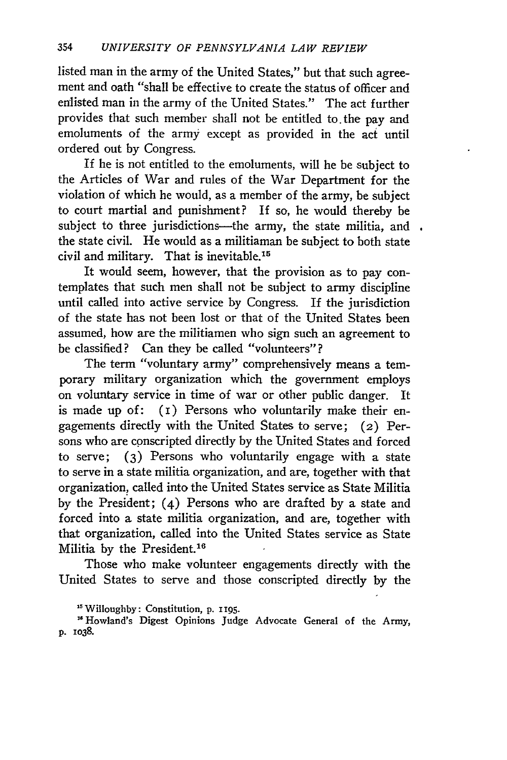listed man in the army of the United States," but that such agreement and oath "shall be effective to create the status of officer and enlisted man in the army of the United States." The act further provides that such member shall not be entitled to the pay and emoluments of the army except as provided in the act until ordered out by Congress.

If he is not entitled to the emoluments, will he be subject to the Articles of War and rules of the War Department for the violation of which he would, as a member of the army, be subject to court martial and punishment? If so, he would thereby be subject to three jurisdictions—the army, the state militia, and the state civil. He would as a militiaman be subject to both state civil and military. That is inevitable.[15]

It would seem, however, that the provision as to pay contemplates that such men shall not be subject to army discipline until called into active service by Congress. If the jurisdiction of the state has not been lost or that of the United States been assumed, how are the militiamen who sign such an agreement to be classified? Can they be called "volunteers"?

The term "voluntary army" comprehensively means a temporary military organization which the government employs on voluntary service in time of war or other public danger. It is made up of: (1) Persons who voluntarily make their engagements directly with the United States to serve; (2) Persons who are conscripted directly by the United States and forced to serve; (3) Persons who voluntarily engage with a state to serve in a state militia organization, and are, together with that organization, called into the United States service as State Militia by the President; (4) Persons who are drafted by a state and forced into a state militia organization, and are, together with that organization, called into the United States service as State Militia by the President.[16]

Those who make volunteer engagements directly with the United States to serve and those conscripted directly by the

[15] Willoughby: Constitution, p. 1195.

[16] Howland's Digest Opinions Judge Advocate General of the Army, p. 1038.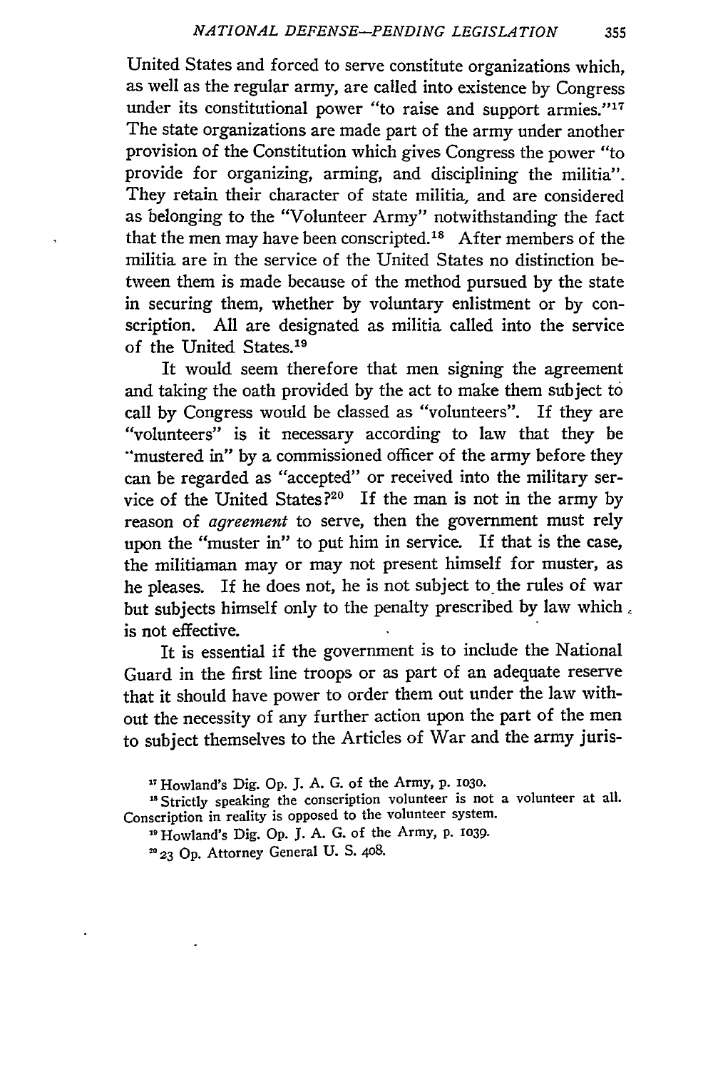United States and forced to serve constitute organizations which, as well as the regular army, are called into existence by Congress under its constitutional power "to raise and support armies."[17] The state organizations are made part of the army under another provision of the Constitution which gives Congress the power "to provide for organizing, arming, and disciplining the militia". They retain their character of state militia, and are considered as belonging to the "Volunteer Army" notwithstanding the fact that the men may have been conscripted.[18] After members of the militia are in the service of the United States no distinction between them is made because of the method pursued by the state in securing them, whether by voluntary enlistment or by conscription. All are designated as militia called into the service of the United States.[19]

It would seem therefore that men signing the agreement and taking the oath provided by the act to make them subject to call by Congress would be classed as "volunteers". If they are "volunteers" is it necessary according to law that they be "mustered in" by a commissioned officer of the army before they can be regarded as "accepted" or received into the military service of the United States?[20] If the man is not in the army by reason of *agreement* to serve, then the government must rely upon the "muster in" to put him in service. If that is the case, the militiaman may or may not present himself for muster, as he pleases. If he does not, he is not subject to the rules of war but subjects himself only to the penalty prescribed by law which is not effective.

It is essential if the government is to include the National Guard in the first line troops or as part of an adequate reserve that it should have power to order them out under the law without the necessity of any further action upon the part of the men to subject themselves to the Articles of War and the army juris-

[17] Howland's Dig. Op. J. A. G. of the Army, p. 1030.

[18] Strictly speaking the conscription volunteer is not a volunteer at all. Conscription in reality is opposed to the volunteer system.

[19] Howland's Dig. Op. J. A. G. of the Army, p. 1039.

[20] 23 Op. Attorney General U. S. 408.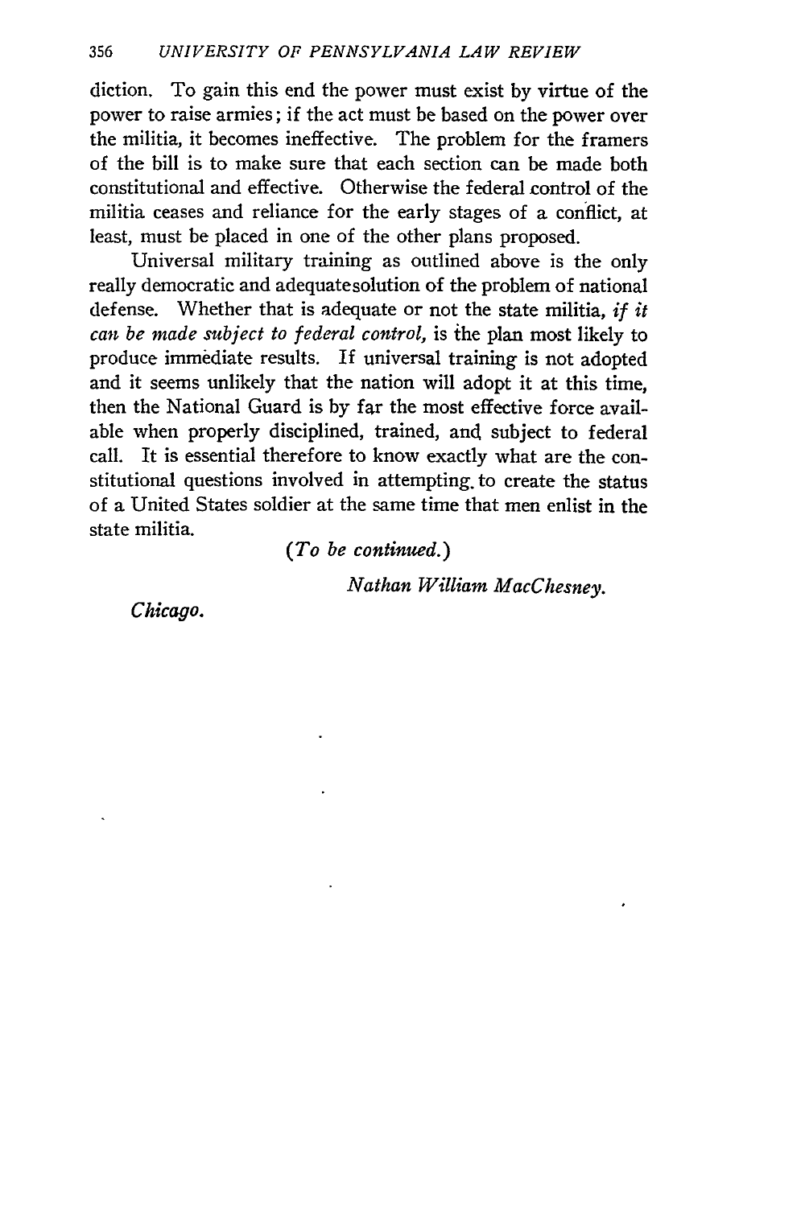diction. To gain this end the power must exist by virtue of the power to raise armies; if the act must be based on the power over the militia, it becomes ineffective. The problem for the framers of the bill is to make sure that each section can be made both constitutional and effective. Otherwise the federal control of the militia ceases and reliance for the early stages of a conflict, at least, must be placed in one of the other plans proposed.

Universal military training as outlined above is the only really democratic and adequatesolution of the problem of national defense. Whether that is adequate or not the state militia, *if it can be made subject to federal control,* is the plan most likely to produce immediate results. If universal training is not adopted and it seems unlikely that the nation will adopt it at this time, then the National Guard is by far the most effective force available when properly disciplined, trained, and subject to federal call. It is essential therefore to know exactly what are the constitutional questions involved in attempting to create the status of a United States soldier at the same time that men enlist in the state militia.

*(To be continued.)*

*Nathan William MacChesney.*

*Chicago.*